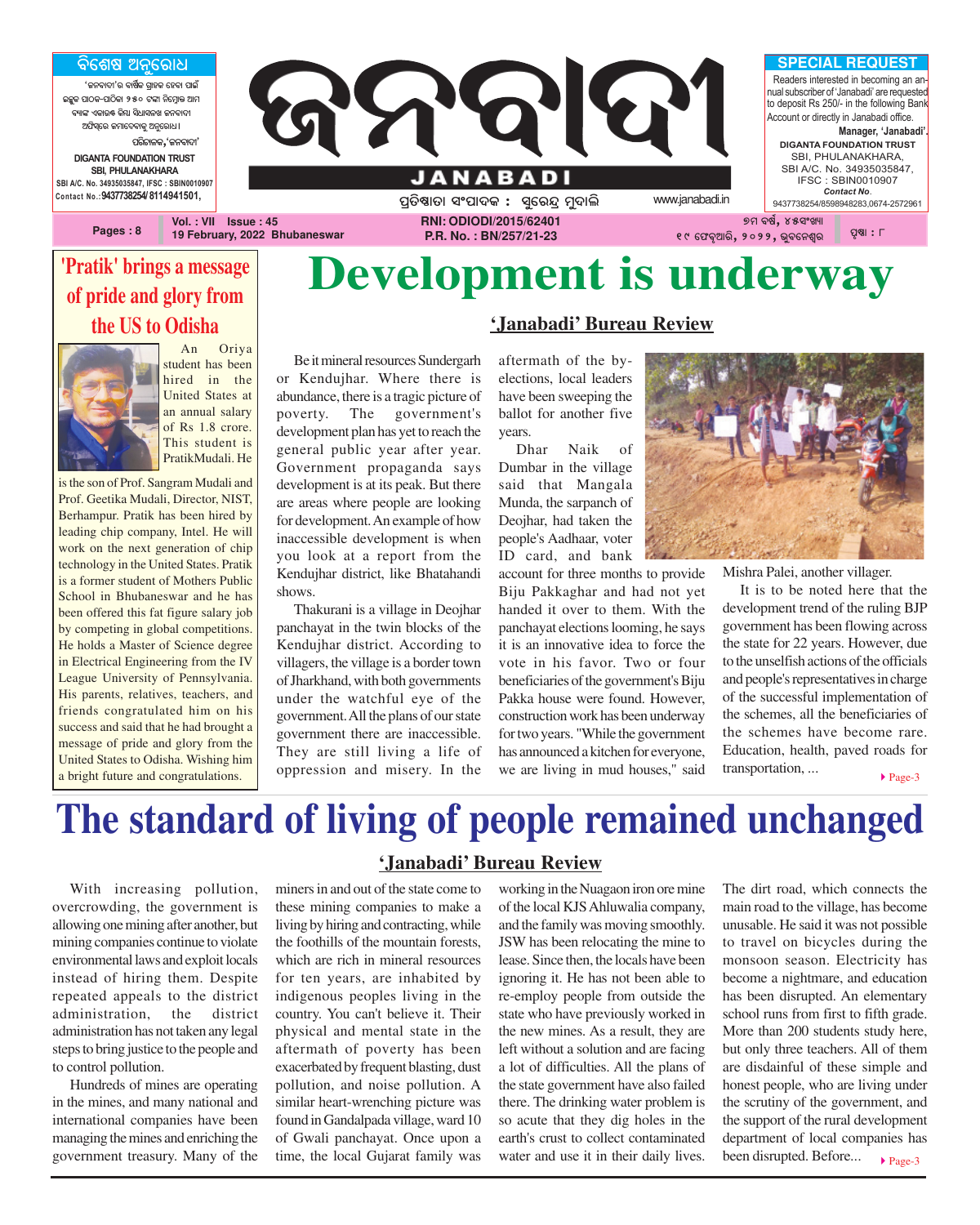# ଜନବାଦୀ

## JANABADI

ପ୍ରତିଷ୍ଠାତା ସଂପାଦକ : ସୁରେନ୍ଦ୍ର ମୁଦାଲି

www.janabadi.in

**ବିଶେଷ ଅନୁରୋଧ**

'ଜନବାଦୀ'ର ବାର୍ଷିକ ଗ୍ରାହକ ହେବା ପାଇଁ ଇଚ୍ଛୁକ ପାଠକ-ପାଠିକା ୨୫୦ ଟଙ୍କା ନିମ୍ନୋକ୍ତ ଆମ ବ୍ୟାଙ୍କ ଏକାଉଣ୍ଟ କିମ୍ବା ସିଧାସଳଖ ଜନବାଦୀ ଅଫିସ୍‌ରେ ଜମାଦେବାକୁ ଅନୁରୋଧ।

ପରିଚାଳକ, 'ଜନବାଦୀ'

DIGANTA FOUNDATION TRUST
SBI, PHULANAKHARA
SBI A/C. No. 34935035847, IFSC : SBIN0010907
Contact No.: 9437738254/ 8114941501,

**SPECIAL REQUEST**

Readers interested in becoming an annual subscriber of 'Janabadi' are requested to deposit Rs 250/- in the following Bank Account or directly in Janabadi office.

**Manager, 'Janabadi'.**

DIGANTA FOUNDATION TRUST
SBI, PHULANAKHARA,
SBI A/C. No. 34935035847,
IFSC : SBIN0010907
*Contact No.*
9437738254/8598948283,0674-2572961

Pages : 8 | Vol. : VII Issue : 45 | 19 February, 2022 Bhubaneswar | RNI: ODIODI/2015/62401 | P.R. No. : BN/257/21-23 | ୭ମ ବର୍ଷ, ୪୫ସଂଖ୍ୟା | ୧୯ ଫେବୃଆରି, ୨୦୨୨, ଭୁବନେଶ୍ୱର | ପୃଷ୍ଠା : ୮

## 'Pratik' brings a message of pride and glory from the US to Odisha

An Oriya student has been hired in the United States at an annual salary of Rs 1.8 crore. This student is PratikMudali. He is the son of Prof. Sangram Mudali and Prof. Geetika Mudali, Director, NIST, Berhampur. Pratik has been hired by leading chip company, Intel. He will work on the next generation of chip technology in the United States. Pratik is a former student of Mothers Public School in Bhubaneswar and he has been offered this fat figure salary job by competing in global competitions. He holds a Master of Science degree in Electrical Engineering from the IV League University of Pennsylvania. His parents, relatives, teachers, and friends congratulated him on his success and said that he had brought a message of pride and glory from the United States to Odisha. Wishing him a bright future and congratulations.

# Development is underway

**'Janabadi' Bureau Review**

Be it mineral resources Sundergarh or Kendujhar. Where there is abundance, there is a tragic picture of poverty. The government's development plan has yet to reach the general public year after year. Government propaganda says development is at its peak. But there are areas where people are looking for development. An example of how inaccessible development is when you look at a report from the Kendujhar district, like Bhatahandi shows.

Thakurani is a village in Deojhar panchayat in the twin blocks of the Kendujhar district. According to villagers, the village is a border town of Jharkhand, with both governments under the watchful eye of the government. All the plans of our state government there are inaccessible. They are still living a life of oppression and misery. In the aftermath of the by-elections, local leaders have been sweeping the ballot for another five years.

Dhar Naik of Dumbar in the village said that Mangala Munda, the sarpanch of Deojhar, had taken the people's Aadhaar, voter ID card, and bank account for three months to provide Biju Pakkaghar and had not yet handed it over to them. With the panchayat elections looming, he says it is an innovative idea to force the vote in his favor. Two or four beneficiaries of the government's Biju Pakka house were found. However, construction work has been underway for two years. "While the government has announced a kitchen for everyone, we are living in mud houses," said Mishra Palei, another villager.

It is to be noted here that the development trend of the ruling BJP government has been flowing across the state for 22 years. However, due to the unselfish actions of the officials and people's representatives in charge of the successful implementation of the schemes, all the beneficiaries of the schemes have become rare. Education, health, paved roads for transportation, ... ▸ Page-3

# The standard of living of people remained unchanged

**'Janabadi' Bureau Review**

With increasing pollution, overcrowding, the government is allowing one mining after another, but mining companies continue to violate environmental laws and exploit locals instead of hiring them. Despite repeated appeals to the district administration, the district administration has not taken any legal steps to bring justice to the people and to control pollution.

Hundreds of mines are operating in the mines, and many national and international companies have been managing the mines and enriching the government treasury. Many of the miners in and out of the state come to these mining companies to make a living by hiring and contracting, while the foothills of the mountain forests, which are rich in mineral resources for ten years, are inhabited by indigenous peoples living in the country. You can't believe it. Their physical and mental state in the aftermath of poverty has been exacerbated by frequent blasting, dust pollution, and noise pollution. A similar heart-wrenching picture was found in Gandalpada village, ward 10 of Gwali panchayat. Once upon a time, the local Gujarat family was working in the Nuagaon iron ore mine of the local KJS Ahluwalia company, and the family was moving smoothly. JSW has been relocating the mine to lease. Since then, the locals have been ignoring it. He has not been able to re-employ people from outside the state who have previously worked in the new mines. As a result, they are left without a solution and are facing a lot of difficulties. All the plans of the state government have also failed there. The drinking water problem is so acute that they dig holes in the earth's crust to collect contaminated water and use it in their daily lives. The dirt road, which connects the main road to the village, has become unusable. He said it was not possible to travel on bicycles during the monsoon season. Electricity has become a nightmare, and education has been disrupted. An elementary school runs from first to fifth grade. More than 200 students study here, but only three teachers. All of them are disdainful of these simple and honest people, who are living under the scrutiny of the government, and the support of the rural development department of local companies has been disrupted. Before... ▸ Page-3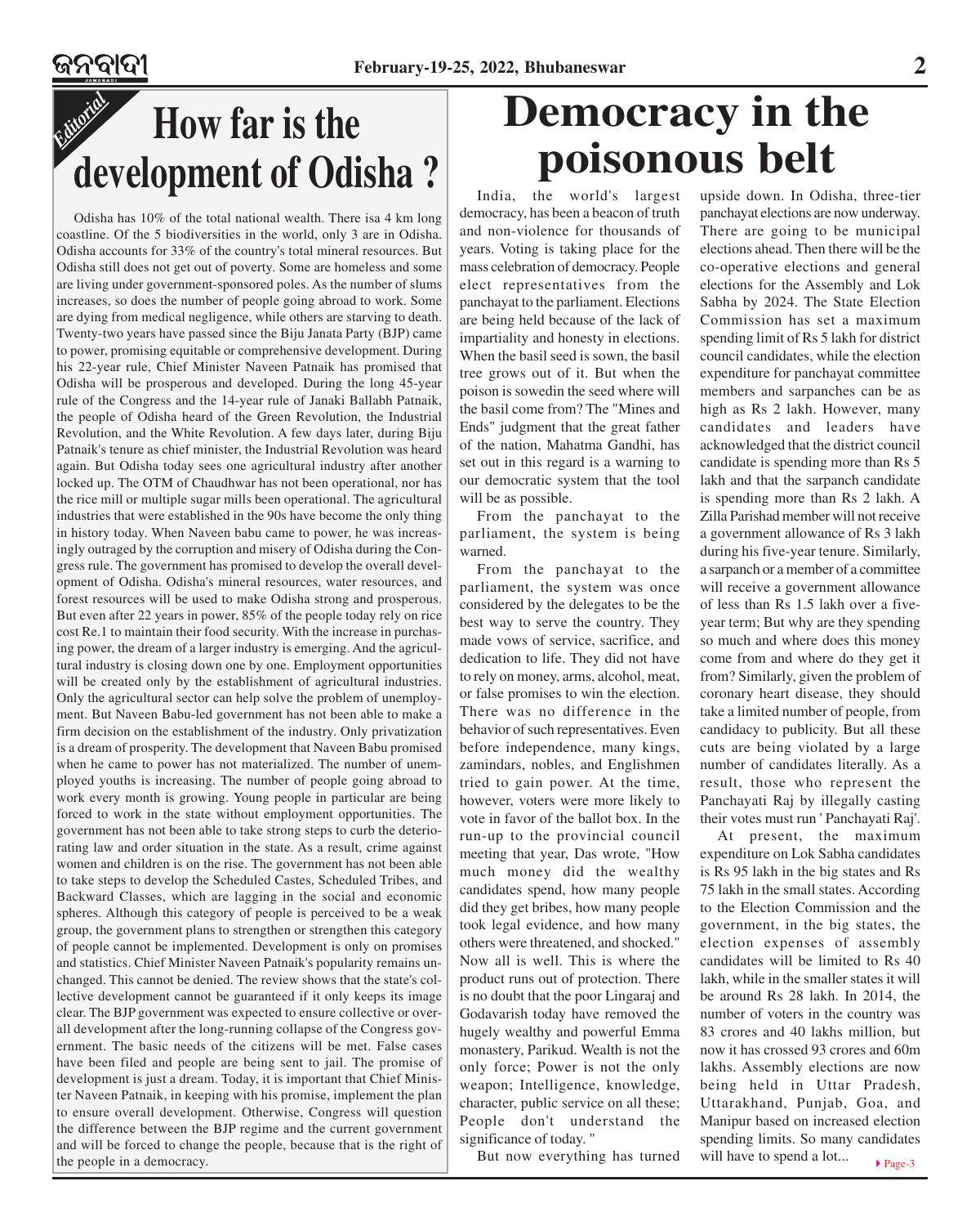*Editorial*

# How far is the development of Odisha ?

Odisha has 10% of the total national wealth. There isa 4 km long coastline. Of the 5 biodiversities in the world, only 3 are in Odisha. Odisha accounts for 33% of the country's total mineral resources. But Odisha still does not get out of poverty. Some are homeless and some are living under government-sponsored poles. As the number of slums increases, so does the number of people going abroad to work. Some are dying from medical negligence, while others are starving to death. Twenty-two years have passed since the Biju Janata Party (BJP) came to power, promising equitable or comprehensive development. During his 22-year rule, Chief Minister Naveen Patnaik has promised that Odisha will be prosperous and developed. During the long 45-year rule of the Congress and the 14-year rule of Janaki Ballabh Patnaik, the people of Odisha heard of the Green Revolution, the Industrial Revolution, and the White Revolution. A few days later, during Biju Patnaik's tenure as chief minister, the Industrial Revolution was heard again. But Odisha today sees one agricultural industry after another locked up. The OTM of Chaudhwar has not been operational, nor has the rice mill or multiple sugar mills been operational. The agricultural industries that were established in the 90s have become the only thing in history today. When Naveen babu came to power, he was increasingly outraged by the corruption and misery of Odisha during the Congress rule. The government has promised to develop the overall development of Odisha. Odisha's mineral resources, water resources, and forest resources will be used to make Odisha strong and prosperous. But even after 22 years in power, 85% of the people today rely on rice cost Re.1 to maintain their food security. With the increase in purchasing power, the dream of a larger industry is emerging. And the agricultural industry is closing down one by one. Employment opportunities will be created only by the establishment of agricultural industries. Only the agricultural sector can help solve the problem of unemployment. But Naveen Babu-led government has not been able to make a firm decision on the establishment of the industry. Only privatization is a dream of prosperity. The development that Naveen Babu promised when he came to power has not materialized. The number of unemployed youths is increasing. The number of people going abroad to work every month is growing. Young people in particular are being forced to work in the state without employment opportunities. The government has not been able to take strong steps to curb the deteriorating law and order situation in the state. As a result, crime against women and children is on the rise. The government has not been able to take steps to develop the Scheduled Castes, Scheduled Tribes, and Backward Classes, which are lagging in the social and economic spheres. Although this category of people is perceived to be a weak group, the government plans to strengthen or strengthen this category of people cannot be implemented. Development is only on promises and statistics. Chief Minister Naveen Patnaik's popularity remains unchanged. This cannot be denied. The review shows that the state's collective development cannot be guaranteed if it only keeps its image clear. The BJP government was expected to ensure collective or overall development after the long-running collapse of the Congress government. The basic needs of the citizens will be met. False cases have been filed and people are being sent to jail. The promise of development is just a dream. Today, it is important that Chief Minister Naveen Patnaik, in keeping with his promise, implement the plan to ensure overall development. Otherwise, Congress will question the difference between the BJP regime and the current government and will be forced to change the people, because that is the right of the people in a democracy.

# Democracy in the poisonous belt

India, the world's largest democracy, has been a beacon of truth and non-violence for thousands of years. Voting is taking place for the mass celebration of democracy. People elect representatives from the panchayat to the parliament. Elections are being held because of the lack of impartiality and honesty in elections. When the basil seed is sown, the basil tree grows out of it. But when the poison is sowedin the seed where will the basil come from? The "Mines and Ends" judgment that the great father of the nation, Mahatma Gandhi, has set out in this regard is a warning to our democratic system that the tool will be as possible.

From the panchayat to the parliament, the system is being warned.

From the panchayat to the parliament, the system was once considered by the delegates to be the best way to serve the country. They made vows of service, sacrifice, and dedication to life. They did not have to rely on money, arms, alcohol, meat, or false promises to win the election. There was no difference in the behavior of such representatives. Even before independence, many kings, zamindars, nobles, and Englishmen tried to gain power. At the time, however, voters were more likely to vote in favor of the ballot box. In the run-up to the provincial council meeting that year, Das wrote, "How much money did the wealthy candidates spend, how many people did they get bribes, how many people took legal evidence, and how many others were threatened, and shocked." Now all is well. This is where the product runs out of protection. There is no doubt that the poor Lingaraj and Godavarish today have removed the hugely wealthy and powerful Emma monastery, Parikud. Wealth is not the only force; Power is not the only weapon; Intelligence, knowledge, character, public service on all these; People don't understand the significance of today. "

But now everything has turned upside down. In Odisha, three-tier panchayat elections are now underway. There are going to be municipal elections ahead. Then there will be the co-operative elections and general elections for the Assembly and Lok Sabha by 2024. The State Election Commission has set a maximum spending limit of Rs 5 lakh for district council candidates, while the election expenditure for panchayat committee members and sarpanches can be as high as Rs 2 lakh. However, many candidates and leaders have acknowledged that the district council candidate is spending more than Rs 5 lakh and that the sarpanch candidate is spending more than Rs 2 lakh. A Zilla Parishad member will not receive a government allowance of Rs 3 lakh during his five-year tenure. Similarly, a sarpanch or a member of a committee will receive a government allowance of less than Rs 1.5 lakh over a five-year term; But why are they spending so much and where does this money come from and where do they get it from? Similarly, given the problem of coronary heart disease, they should take a limited number of people, from candidacy to publicity. But all these cuts are being violated by a large number of candidates literally. As a result, those who represent the Panchayati Raj by illegally casting their votes must run ' Panchayati Raj'.

At present, the maximum expenditure on Lok Sabha candidates is Rs 95 lakh in the big states and Rs 75 lakh in the small states. According to the Election Commission and the government, in the big states, the election expenses of assembly candidates will be limited to Rs 40 lakh, while in the smaller states it will be around Rs 28 lakh. In 2014, the number of voters in the country was 83 crores and 40 lakhs million, but now it has crossed 93 crores and 60m lakhs. Assembly elections are now being held in Uttar Pradesh, Uttarakhand, Punjab, Goa, and Manipur based on increased election spending limits. So many candidates will have to spend a lot...

▸ Page-3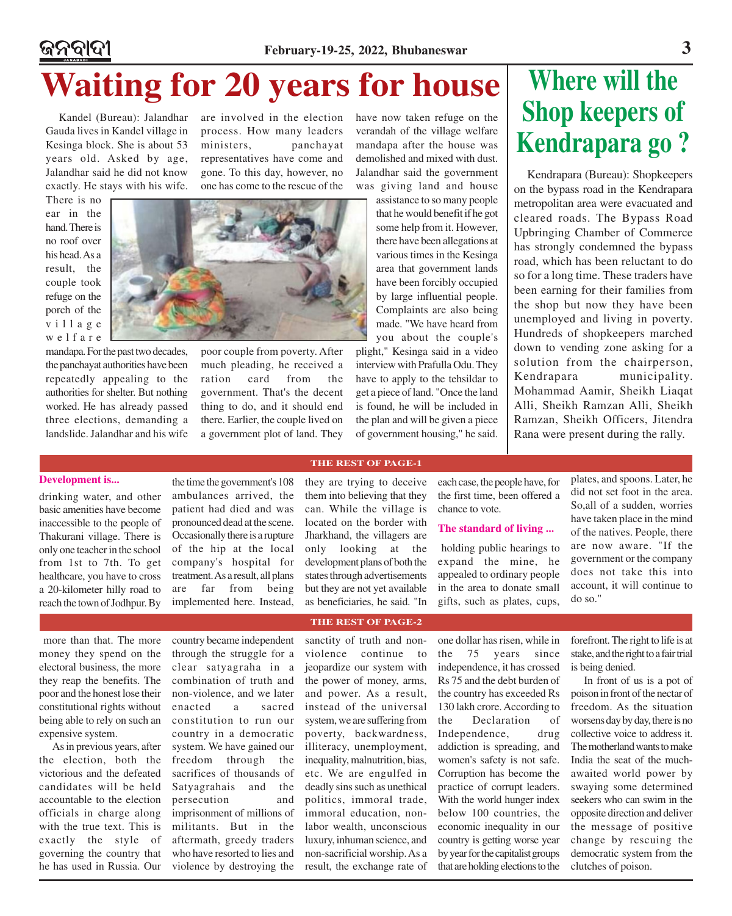# Waiting for 20 years for house

Kandel (Bureau): Jalandhar Gauda lives in Kandel village in Kesinga block. She is about 53 years old. Asked by age, Jalandhar said he did not know exactly. He stays with his wife. There is no ear in the hand. There is no roof over his head. As a result, the couple took refuge on the porch of the village welfare mandapa. For the past two decades, the panchayat authorities have been repeatedly appealing to the authorities for shelter. But nothing worked. He has already passed three elections, demanding a landslide. Jalandhar and his wife are involved in the election process. How many leaders ministers, panchayat representatives have come and gone. To this day, however, no one has come to the rescue of the poor couple from poverty. After much pleading, he received a ration card from the government. That's the decent thing to do, and it should end there. Earlier, the couple lived on a government plot of land. They have now taken refuge on the verandah of the village welfare mandapa after the house was demolished and mixed with dust. Jalandhar said the government was giving land and house assistance to so many people that he would benefit if he got some help from it. However, there have been allegations at various times in the Kesinga area that government lands have been forcibly occupied by large influential people. Complaints are also being made. "We have heard from you about the couple's plight," Kesinga said in a video interview with Prafulla Odu. They have to apply to the tehsildar to get a piece of land. "Once the land is found, he will be included in the plan and will be given a piece of government housing," he said.

# Where will the Shop keepers of Kendrapara go ?

Kendrapara (Bureau): Shopkeepers on the bypass road in the Kendrapara metropolitan area were evacuated and cleared roads. The Bypass Road Upbringing Chamber of Commerce has strongly condemned the bypass road, which has been reluctant to do so for a long time. These traders have been earning for their families from the shop but now they have been unemployed and living in poverty. Hundreds of shopkeepers marched down to vending zone asking for a solution from the chairperson, Kendrapara municipality. Mohammad Aamir, Sheikh Liaqat Alli, Sheikh Ramzan Alli, Sheikh Ramzan, Sheikh Officers, Jitendra Rana were present during the rally.

## THE REST OF PAGE-1

**Development is...**

drinking water, and other basic amenities have become inaccessible to the people of Thakurani village. There is only one teacher in the school from 1st to 7th. To get healthcare, you have to cross a 20-kilometer hilly road to reach the town of Jodhpur. By the time the government's 108 ambulances arrived, the patient had died and was pronounced dead at the scene. Occasionally there is a rupture of the hip at the local company's hospital for treatment. As a result, all plans are far from being implemented here. Instead, they are trying to deceive them into believing that they can. While the village is located on the border with Jharkhand, the villagers are only looking at the development plans of both the states through advertisements but they are not yet available as beneficiaries, he said. "In each case, the people have, for the first time, been offered a chance to vote.

**The standard of living ...**

holding public hearings to expand the mine, he appealed to ordinary people in the area to donate small gifts, such as plates, cups, plates, and spoons. Later, he did not set foot in the area. So,all of a sudden, worries have taken place in the mind of the natives. People, there are now aware. "If the government or the company does not take this into account, it will continue to do so."

## THE REST OF PAGE-2

more than that. The more money they spend on the electoral business, the more they reap the benefits. The poor and the honest lose their constitutional rights without being able to rely on such an expensive system.

As in previous years, after the election, both the victorious and the defeated candidates will be held accountable to the election officials in charge along with the true text. This is exactly the style of governing the country that he has used in Russia. Our country became independent through the struggle for a clear satyagraha in a combination of truth and non-violence, and we later enacted a sacred constitution to run our country in a democratic system. We have gained our freedom through the sacrifices of thousands of Satyagrahais and the persecution and imprisonment of millions of militants. But in the aftermath, greedy traders who have resorted to lies and violence by destroying the sanctity of truth and non-violence continue to jeopardize our system with the power of money, arms, and power. As a result, instead of the universal system, we are suffering from poverty, backwardness, illiteracy, unemployment, inequality, malnutrition, bias, etc. We are engulfed in deadly sins such as unethical politics, immoral trade, immoral education, non-labor wealth, unconscious luxury, inhuman science, and non-sacrificial worship. As a result, the exchange rate of one dollar has risen, while in the 75 years since independence, it has crossed Rs 75 and the debt burden of the country has exceeded Rs 130 lakh crore. According to the Declaration of Independence, drug addiction is spreading, and women's safety is not safe. Corruption has become the practice of corrupt leaders. With the world hunger index below 100 countries, the economic inequality in our country is getting worse year by year for the capitalist groups that are holding elections to the forefront. The right to life is at stake, and the right to a fair trial is being denied.

In front of us is a pot of poison in front of the nectar of freedom. As the situation worsens day by day, there is no collective voice to address it. The motherland wants to make India the seat of the much-awaited world power by swaying some determined seekers who can swim in the opposite direction and deliver the message of positive change by rescuing the democratic system from the clutches of poison.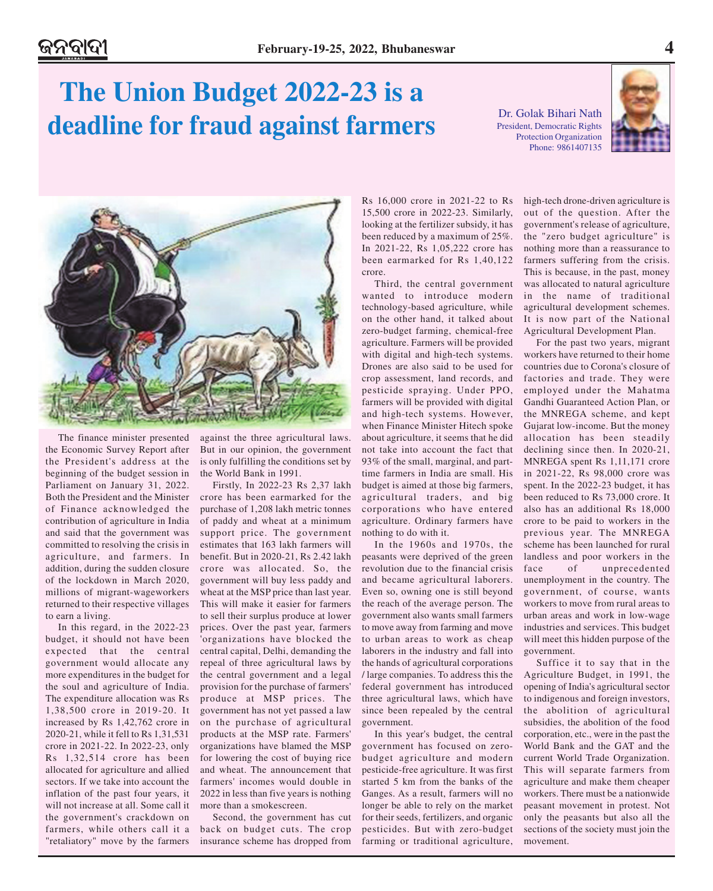# The Union Budget 2022-23 is a deadline for fraud against farmers

Dr. Golak Bihari Nath
President, Democratic Rights Protection Organization
Phone: 9861407135

The finance minister presented the Economic Survey Report after the President's address at the beginning of the budget session in Parliament on January 31, 2022. Both the President and the Minister of Finance acknowledged the contribution of agriculture in India and said that the government was committed to resolving the crisis in agriculture, and farmers. In addition, during the sudden closure of the lockdown in March 2020, millions of migrant-wageworkers returned to their respective villages to earn a living.

In this regard, in the 2022-23 budget, it should not have been expected that the central government would allocate any more expenditures in the budget for the soul and agriculture of India. The expenditure allocation was Rs 1,38,500 crore in 2019-20. It increased by Rs 1,42,762 crore in 2020-21, while it fell to Rs 1,31,531 crore in 2021-22. In 2022-23, only Rs 1,32,514 crore has been allocated for agriculture and allied sectors. If we take into account the inflation of the past four years, it will not increase at all. Some call it the government's crackdown on farmers, while others call it a "retaliatory" move by the farmers against the three agricultural laws. But in our opinion, the government is only fulfilling the conditions set by the World Bank in 1991.

Firstly, In 2022-23 Rs 2,37 lakh crore has been earmarked for the purchase of 1,208 lakh metric tonnes of paddy and wheat at a minimum support price. The government estimates that 163 lakh farmers will benefit. But in 2020-21, Rs 2.42 lakh crore was allocated. So, the government will buy less paddy and wheat at the MSP price than last year. This will make it easier for farmers to sell their surplus produce at lower prices. Over the past year, farmers 'organizations have blocked the central capital, Delhi, demanding the repeal of three agricultural laws by the central government and a legal provision for the purchase of farmers' produce at MSP prices. The government has not yet passed a law on the purchase of agricultural products at the MSP rate. Farmers' organizations have blamed the MSP for lowering the cost of buying rice and wheat. The announcement that farmers' incomes would double in 2022 in less than five years is nothing more than a smokescreen.

Second, the government has cut back on budget cuts. The crop insurance scheme has dropped from Rs 16,000 crore in 2021-22 to Rs 15,500 crore in 2022-23. Similarly, looking at the fertilizer subsidy, it has been reduced by a maximum of 25%. In 2021-22, Rs 1,05,222 crore has been earmarked for Rs 1,40,122 crore.

Third, the central government wanted to introduce modern technology-based agriculture, while on the other hand, it talked about zero-budget farming, chemical-free agriculture. Farmers will be provided with digital and high-tech systems. Drones are also said to be used for crop assessment, land records, and pesticide spraying. Under PPO, farmers will be provided with digital and high-tech systems. However, when Finance Minister Hitech spoke about agriculture, it seems that he did not take into account the fact that 93% of the small, marginal, and part-time farmers in India are small. His budget is aimed at those big farmers, agricultural traders, and big corporations who have entered agriculture. Ordinary farmers have nothing to do with it.

In the 1960s and 1970s, the peasants were deprived of the green revolution due to the financial crisis and became agricultural laborers. Even so, owning one is still beyond the reach of the average person. The government also wants small farmers to move away from farming and move to urban areas to work as cheap laborers in the industry and fall into the hands of agricultural corporations / large companies. To address this the federal government has introduced three agricultural laws, which have since been repealed by the central government.

In this year's budget, the central government has focused on zero-budget agriculture and modern pesticide-free agriculture. It was first started 5 km from the banks of the Ganges. As a result, farmers will no longer be able to rely on the market for their seeds, fertilizers, and organic pesticides. But with zero-budget farming or traditional agriculture, high-tech drone-driven agriculture is out of the question. After the government's release of agriculture, the "zero budget agriculture" is nothing more than a reassurance to farmers suffering from the crisis. This is because, in the past, money was allocated to natural agriculture in the name of traditional agricultural development schemes. It is now part of the National Agricultural Development Plan.

For the past two years, migrant workers have returned to their home countries due to Corona's closure of factories and trade. They were employed under the Mahatma Gandhi Guaranteed Action Plan, or the MNREGA scheme, and kept Gujarat low-income. But the money allocation has been steadily declining since then. In 2020-21, MNREGA spent Rs 1,11,171 crore in 2021-22, Rs 98,000 crore was spent. In the 2022-23 budget, it has been reduced to Rs 73,000 crore. It also has an additional Rs 18,000 crore to be paid to workers in the previous year. The MNREGA scheme has been launched for rural landless and poor workers in the face of unprecedented unemployment in the country. The government, of course, wants workers to move from rural areas to urban areas and work in low-wage industries and services. This budget will meet this hidden purpose of the government.

Suffice it to say that in the Agriculture Budget, in 1991, the opening of India's agricultural sector to indigenous and foreign investors, the abolition of agricultural subsidies, the abolition of the food corporation, etc., were in the past the World Bank and the GAT and the current World Trade Organization. This will separate farmers from agriculture and make them cheaper workers. There must be a nationwide peasant movement in protest. Not only the peasants but also all the sections of the society must join the movement.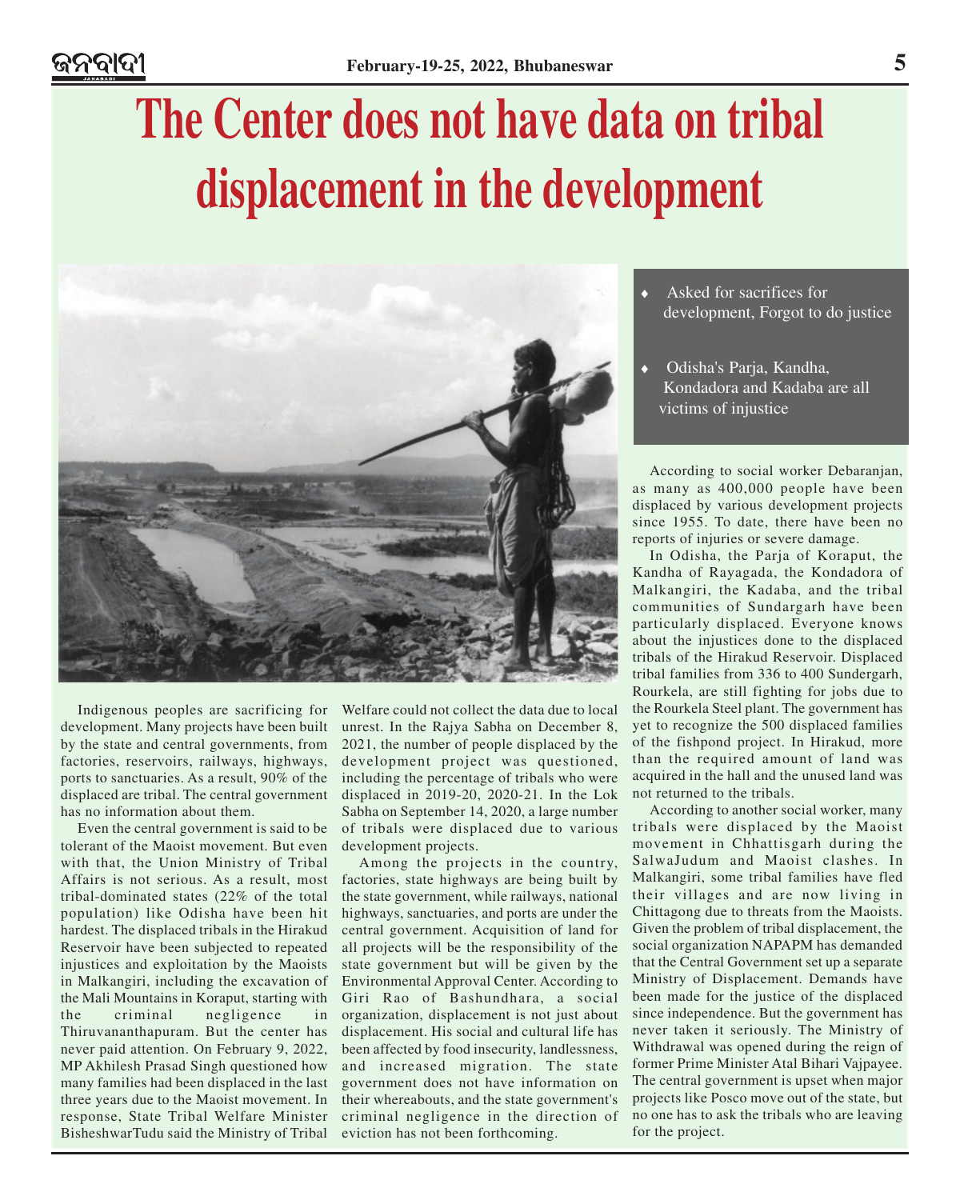# The Center does not have data on tribal displacement in the development

- Asked for sacrifices for development, Forgot to do justice
- Odisha's Parja, Kandha, Kondadora and Kadaba are all victims of injustice

Indigenous peoples are sacrificing for development. Many projects have been built by the state and central governments, from factories, reservoirs, railways, highways, ports to sanctuaries. As a result, 90% of the displaced are tribal. The central government has no information about them.

Even the central government is said to be tolerant of the Maoist movement. But even with that, the Union Ministry of Tribal Affairs is not serious. As a result, most tribal-dominated states (22% of the total population) like Odisha have been hit hardest. The displaced tribals in the Hirakud Reservoir have been subjected to repeated injustices and exploitation by the Maoists in Malkangiri, including the excavation of the Mali Mountains in Koraput, starting with the criminal negligence in Thiruvananthapuram. But the center has never paid attention. On February 9, 2022, MP Akhilesh Prasad Singh questioned how many families had been displaced in the last three years due to the Maoist movement. In response, State Tribal Welfare Minister BisheshwarTudu said the Ministry of Tribal Welfare could not collect the data due to local unrest. In the Rajya Sabha on December 8, 2021, the number of people displaced by the development project was questioned, including the percentage of tribals who were displaced in 2019-20, 2020-21. In the Lok Sabha on September 14, 2020, a large number of tribals were displaced due to various development projects.

Among the projects in the country, factories, state highways are being built by the state government, while railways, national highways, sanctuaries, and ports are under the central government. Acquisition of land for all projects will be the responsibility of the state government but will be given by the Environmental Approval Center. According to Giri Rao of Bashundhara, a social organization, displacement is not just about displacement. His social and cultural life has been affected by food insecurity, landlessness, and increased migration. The state government does not have information on their whereabouts, and the state government's criminal negligence in the direction of eviction has not been forthcoming.

According to social worker Debaranjan, as many as 400,000 people have been displaced by various development projects since 1955. To date, there have been no reports of injuries or severe damage.

In Odisha, the Parja of Koraput, the Kandha of Rayagada, the Kondadora of Malkangiri, the Kadaba, and the tribal communities of Sundargarh have been particularly displaced. Everyone knows about the injustices done to the displaced tribals of the Hirakud Reservoir. Displaced tribal families from 336 to 400 Sundergarh, Rourkela, are still fighting for jobs due to the Rourkela Steel plant. The government has yet to recognize the 500 displaced families of the fishpond project. In Hirakud, more than the required amount of land was acquired in the hall and the unused land was not returned to the tribals.

According to another social worker, many tribals were displaced by the Maoist movement in Chhattisgarh during the SalwaJudum and Maoist clashes. In Malkangiri, some tribal families have fled their villages and are now living in Chittagong due to threats from the Maoists. Given the problem of tribal displacement, the social organization NAPAPM has demanded that the Central Government set up a separate Ministry of Displacement. Demands have been made for the justice of the displaced since independence. But the government has never taken it seriously. The Ministry of Withdrawal was opened during the reign of former Prime Minister Atal Bihari Vajpayee. The central government is upset when major projects like Posco move out of the state, but no one has to ask the tribals who are leaving for the project.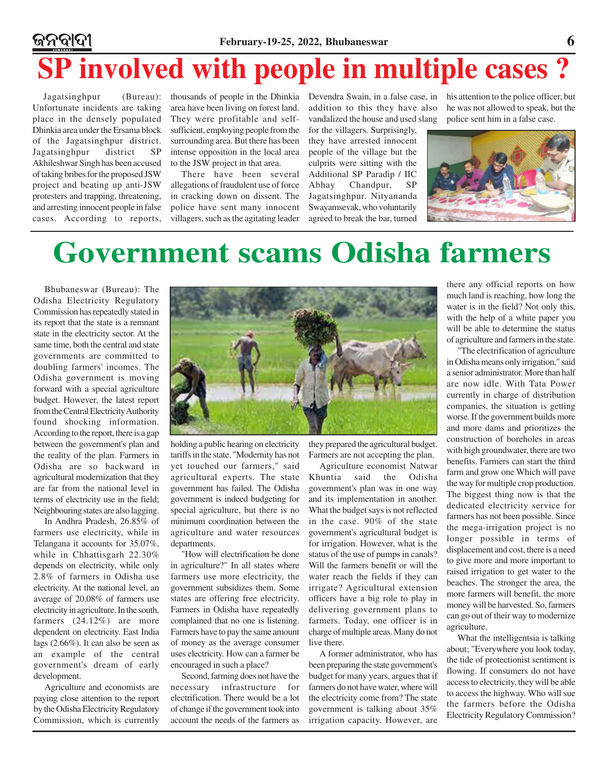# SP involved with people in multiple cases ?

Jagatsinghpur (Bureau): Unfortunate incidents are taking place in the densely populated Dhinkia area under the Ersama block of the Jagatsinghpur district. Jagatsinghpur district SP Akhileshwar Singh has been accused of taking bribes for the proposed JSW project and beating up anti-JSW protesters and trapping, threatening, and arresting innocent people in false cases. According to reports, thousands of people in the Dhinkia area have been living on forest land. They were profitable and self-sufficient, employing people from the surrounding area. But there has been intense opposition in the local area to the JSW project in that area.

There have been several allegations of fraudulent use of force in cracking down on dissent. The police have sent many innocent villagers, such as the agitating leader Devendra Swain, in a false case, in addition to this they have also vandalized the house and used slang for the villagers. Surprisingly, they have arrested innocent people of the village but the culprits were sitting with the Additional SP Paradip / IIC Abhay Chandpur, SP Jagatsinghpur. Nityananda Swayamsevak, who voluntarily agreed to break the bar, turned his attention to the police officer, but he was not allowed to speak, but the police sent him in a false case.

# Government scams Odisha farmers

Bhubaneswar (Bureau): The Odisha Electricity Regulatory Commission has repeatedly stated in its report that the state is a remnant state in the electricity sector. At the same time, both the central and state governments are committed to doubling farmers' incomes. The Odisha government is moving forward with a special agriculture budget. However, the latest report from the Central Electricity Authority found shocking information. According to the report, there is a gap between the government's plan and the reality of the plan. Farmers in Odisha are so backward in agricultural modernization that they are far from the national level in terms of electricity use in the field; Neighbouring states are also lagging.

In Andhra Pradesh, 26.85% of farmers use electricity, while in Telangana it accounts for 35.07%, while in Chhattisgarh 22.30% depends on electricity, while only 2.8% of farmers in Odisha use electricity. At the national level, an average of 20.08% of farmers use electricity in agriculture. In the south, farmers (24.12%) are more dependent on electricity. East India lags (2.66%). It can also be seen as an example of the central government's dream of early development.

Agriculture and economists are paying close attention to the report by the Odisha Electricity Regulatory Commission, which is currently holding a public hearing on electricity tariffs in the state. "Modernity has not yet touched our farmers," said agricultural experts. The state government has failed. The Odisha government is indeed budgeting for special agriculture, but there is no minimum coordination between the agriculture and water resources departments.

"How will electrification be done in agriculture?" In all states where farmers use more electricity, the government subsidizes them. Some states are offering free electricity. Farmers in Odisha have repeatedly complained that no one is listening. Farmers have to pay the same amount of money as the average consumer uses electricity. How can a farmer be encouraged in such a place?

Second, farming does not have the necessary infrastructure for electrification. There would be a lot of change if the government took into account the needs of the farmers as they prepared the agricultural budget. Farmers are not accepting the plan.

Agriculture economist Natwar Khuntia said the Odisha government's plan was in one way and its implementation in another. What the budget says is not reflected in the case. 90% of the state government's agricultural budget is for irrigation. However, what is the status of the use of pumps in canals? Will the farmers benefit or will the water reach the fields if they can irrigate? Agricultural extension officers have a big role to play in delivering government plans to farmers. Today, one officer is in charge of multiple areas. Many do not live there.

A former administrator, who has been preparing the state government's budget for many years, argues that if farmers do not have water, where will the electricity come from? The state government is talking about 35% irrigation capacity. However, are there any official reports on how much land is reaching, how long the water is in the field? Not only this, with the help of a white paper you will be able to determine the status of agriculture and farmers in the state.

"The electrification of agriculture in Odisha means only irrigation," said a senior administrator. More than half are now idle. With Tata Power currently in charge of distribution companies, the situation is getting worse. If the government builds more and more dams and prioritizes the construction of boreholes in areas with high groundwater, there are two benefits. Farmers can start the third farm and grow one Which will pave the way for multiple crop production. The biggest thing now is that the dedicated electricity service for farmers has not been possible. Since the mega-irrigation project is no longer possible in terms of displacement and cost, there is a need to give more and more important to raised irrigation to get water to the beaches. The stronger the area, the more farmers will benefit, the more money will be harvested. So, farmers can go out of their way to modernize agriculture.

What the intelligentsia is talking about; "Everywhere you look today, the tide of protectionist sentiment is flowing. If consumers do not have access to electricity, they will be able to access the highway. Who will sue the farmers before the Odisha Electricity Regulatory Commission?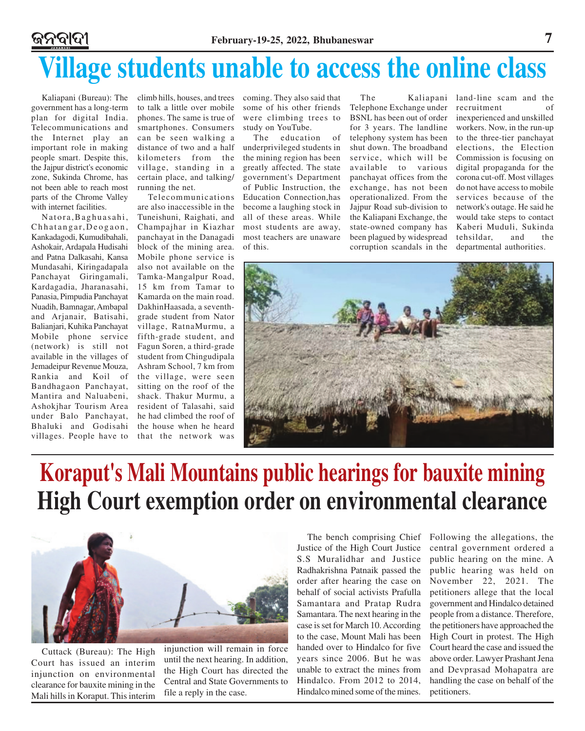# Village students unable to access the online class

Kaliapani (Bureau): The government has a long-term plan for digital India. Telecommunications and the Internet play an important role in making people smart. Despite this, the Jajpur district's economic zone, Sukinda Chrome, has not been able to reach most parts of the Chrome Valley with internet facilities.

Natora,Baghuasahi, Chhatangar,Deogaon, Kankadagodi, Kumudibahali, Ashokair, Ardapala Hudisahi and Patna Dalkasahi, Kansa Mundasahi, Kiringadapala Panchayat Giringamali, Kardagadia, Jharanasahi, Panasia, Pimpudia Panchayat Nuadih, Bamnagar, Ambapal and Arjanair, Batisahi, Balianjari, Kuhika Panchayat Mobile phone service (network) is still not available in the villages of Jemadeipur Revenue Mouza, Rankia and Koil of Bandhagaon Panchayat, Mantira and Naluabeni, Ashokjhar Tourism Area under Balo Panchayat, Bhaluki and Godisahi villages. People have to climb hills, houses, and trees to talk a little over mobile phones. The same is true of smartphones. Consumers can be seen walking a distance of two and a half kilometers from the village, standing in a certain place, and talking/ running the net.

Telecommunications are also inaccessible in the Tuneishuni, Raighati, and Champajhar in Kiazhar panchayat in the Danagadi block of the mining area. Mobile phone service is also not available on the Tamka-Mangalpur Road, 15 km from Tamar to Kamarda on the main road. DakhinHaasada, a seventh-grade student from Nator village, RatnaMurmu, a fifth-grade student, and Fagun Soren, a third-grade student from Chingudipala Ashram School, 7 km from the village, were seen sitting on the roof of the shack. Thakur Murmu, a resident of Talasahi, said he had climbed the roof of the house when he heard that the network was coming. They also said that some of his other friends were climbing trees to study on YouTube.

The education of underprivileged students in the mining region has been greatly affected. The state government's Department of Public Instruction, the Education Connection,has become a laughing stock in all of these areas. While most students are away, most teachers are unaware of this.

The Kaliapani Telephone Exchange under BSNL has been out of order for 3 years. The landline telephony system has been shut down. The broadband service, which will be available to various panchayat offices from the exchange, has not been operationalized. From the Jajpur Road sub-division to the Kaliapani Exchange, the state-owned company has been plagued by widespread corruption scandals in the land-line scam and the recruitment of inexperienced and unskilled workers. Now, in the run-up to the three-tier panchayat elections, the Election Commission is focusing on digital propaganda for the corona cut-off. Most villages do not have access to mobile services because of the network's outage. He said he would take steps to contact Kaberi Muduli, Sukinda tehsildar, and the departmental authorities.

# Koraput's Mali Mountains public hearings for bauxite mining

## High Court exemption order on environmental clearance

Cuttack (Bureau): The High Court has issued an interim injunction on environmental clearance for bauxite mining in the Mali hills in Koraput. This interim injunction will remain in force until the next hearing. In addition, the High Court has directed the Central and State Governments to file a reply in the case.

The bench comprising Chief Justice of the High Court Justice S.S Muralidhar and Justice Radhakrishna Patnaik passed the order after hearing the case on behalf of social activists Prafulla Samantara and Pratap Rudra Samantara. The next hearing in the case is set for March 10. According to the case, Mount Mali has been handed over to Hindalco for five years since 2006. But he was unable to extract the mines from Hindalco. From 2012 to 2014, Hindalco mined some of the mines. Following the allegations, the central government ordered a public hearing on the mine. A public hearing was held on November 22, 2021. The petitioners allege that the local government and Hindalco detained people from a distance. Therefore, the petitioners have approached the High Court in protest. The High Court heard the case and issued the above order. Lawyer Prashant Jena and Devprasad Mohapatra are handling the case on behalf of the petitioners.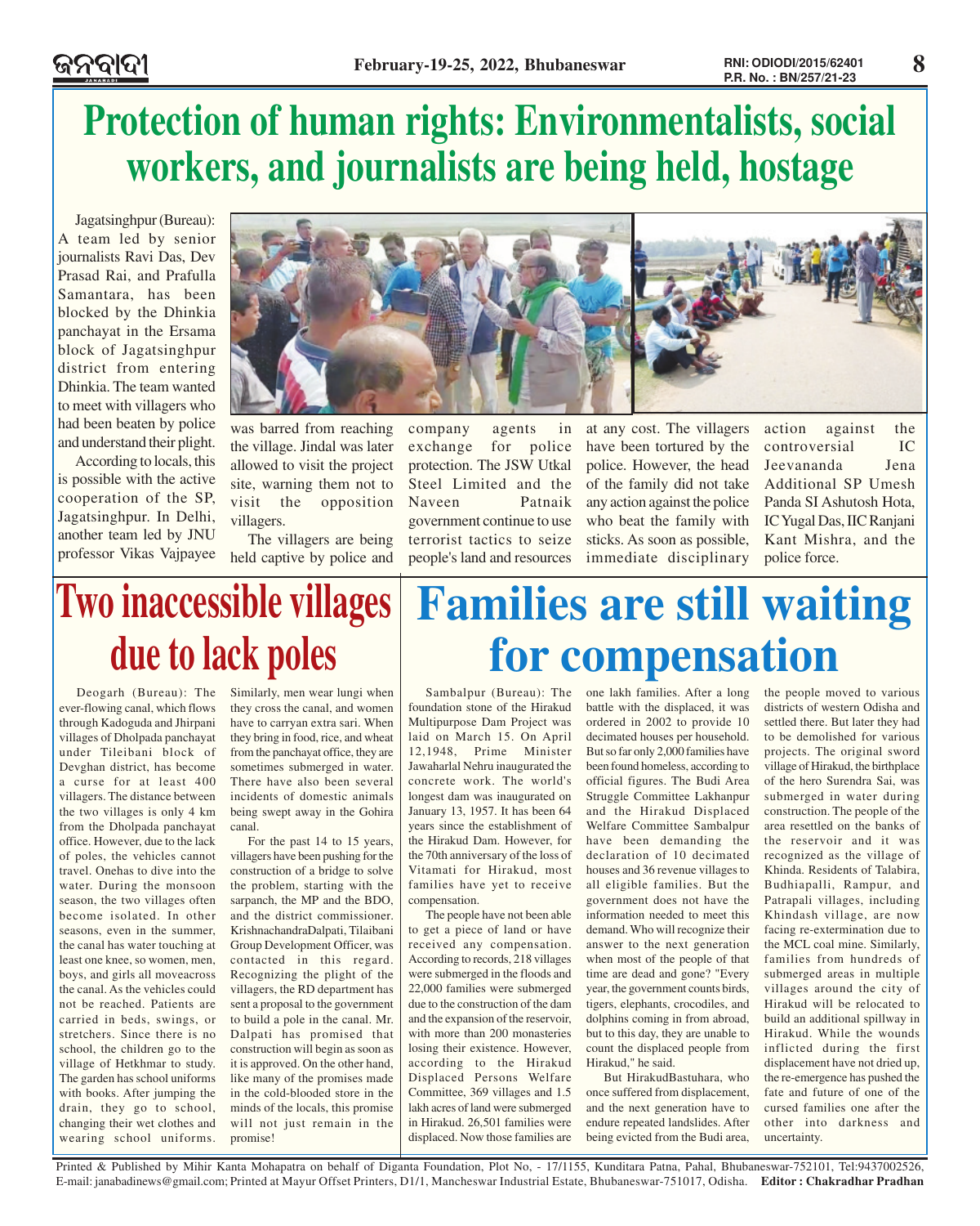# Protection of human rights: Environmentalists, social workers, and journalists are being held, hostage

Jagatsinghpur (Bureau): A team led by senior journalists Ravi Das, Dev Prasad Rai, and Prafulla Samantara, has been blocked by the Dhinkia panchayat in the Ersama block of Jagatsinghpur district from entering Dhinkia. The team wanted to meet with villagers who had been beaten by police and understand their plight.

According to locals, this is possible with the active cooperation of the SP, Jagatsinghpur. In Delhi, another team led by JNU professor Vikas Vajpayee was barred from reaching the village. Jindal was later allowed to visit the project site, warning them not to visit the opposition villagers.

The villagers are being held captive by police and company agents in exchange for police protection. The JSW Utkal Steel Limited and the Naveen Patnaik government continue to use terrorist tactics to seize people's land and resources at any cost. The villagers have been tortured by the police. However, the head of the family did not take any action against the police who beat the family with sticks. As soon as possible, immediate disciplinary action against the controversial IC Jeevananda Jena Additional SP Umesh Panda SI Ashutosh Hota, IC Yugal Das, IIC Ranjani Kant Mishra, and the police force.

# Two inaccessible villages due to lack poles

Deogarh (Bureau): The ever-flowing canal, which flows through Kadoguda and Jhirpani villages of Dholpada panchayat under Tileibani block of Devghan district, has become a curse for at least 400 villagers. The distance between the two villages is only 4 km from the Dholpada panchayat office. However, due to the lack of poles, the vehicles cannot travel. Onehas to dive into the water. During the monsoon season, the two villages often become isolated. In other seasons, even in the summer, the canal has water touching at least one knee, so women, men, boys, and girls all moveacross the canal. As the vehicles could not be reached. Patients are carried in beds, swings, or stretchers. Since there is no school, the children go to the village of Hetkhmar to study. The garden has school uniforms with books. After jumping the drain, they go to school, changing their wet clothes and wearing school uniforms. Similarly, men wear lungi when they cross the canal, and women have to carryan extra sari. When they bring in food, rice, and wheat from the panchayat office, they are sometimes submerged in water. There have also been several incidents of domestic animals being swept away in the Gohira canal.

For the past 14 to 15 years, villagers have been pushing for the construction of a bridge to solve the problem, starting with the sarpanch, the MP and the BDO, and the district commissioner. KrishnachandraDalpati, Tilaibani Group Development Officer, was contacted in this regard. Recognizing the plight of the villagers, the RD department has sent a proposal to the government to build a pole in the canal. Mr. Dalpati has promised that construction will begin as soon as it is approved. On the other hand, like many of the promises made in the cold-blooded store in the minds of the locals, this promise will not just remain in the promise!

# Families are still waiting for compensation

Sambalpur (Bureau): The foundation stone of the Hirakud Multipurpose Dam Project was laid on March 15. On April 12,1948, Prime Minister Jawaharlal Nehru inaugurated the concrete work. The world's longest dam was inaugurated on January 13, 1957. It has been 64 years since the establishment of the Hirakud Dam. However, for the 70th anniversary of the loss of Vitamati for Hirakud, most families have yet to receive compensation.

The people have not been able to get a piece of land or have received any compensation. According to records, 218 villages were submerged in the floods and 22,000 families were submerged due to the construction of the dam and the expansion of the reservoir, with more than 200 monasteries losing their existence. However, according to the Hirakud Displaced Persons Welfare Committee, 369 villages and 1.5 lakh acres of land were submerged in Hirakud. 26,501 families were displaced. Now those families are one lakh families. After a long battle with the displaced, it was ordered in 2002 to provide 10 decimated houses per household. But so far only 2,000 families have been found homeless, according to official figures. The Budi Area Struggle Committee Lakhanpur and the Hirakud Displaced Welfare Committee Sambalpur have been demanding the declaration of 10 decimated houses and 36 revenue villages to all eligible families. But the government does not have the information needed to meet this demand. Who will recognize their answer to the next generation when most of the people of that time are dead and gone? "Every year, the government counts birds, tigers, elephants, crocodiles, and dolphins coming in from abroad, but to this day, they are unable to count the displaced people from Hirakud," he said.

But HirakudBastuhara, who once suffered from displacement, and the next generation have to endure repeated landslides. After being evicted from the Budi area, the people moved to various districts of western Odisha and settled there. But later they had to be demolished for various projects. The original sword village of Hirakud, the birthplace of the hero Surendra Sai, was submerged in water during construction. The people of the area resettled on the banks of the reservoir and it was recognized as the village of Khinda. Residents of Talabira, Budhiapalli, Rampur, and Patrapali villages, including Khindash village, are now facing re-extermination due to the MCL coal mine. Similarly, families from hundreds of submerged areas in multiple villages around the city of Hirakud will be relocated to build an additional spillway in Hirakud. While the wounds inflicted during the first displacement have not dried up, the re-emergence has pushed the fate and future of one of the cursed families one after the other into darkness and uncertainty.

Printed & Published by Mihir Kanta Mohapatra on behalf of Diganta Foundation, Plot No, - 17/1155, Kunditara Patna, Pahal, Bhubaneswar-752101, Tel:9437002526, E-mail: janabadinews@gmail.com; Printed at Mayur Offset Printers, D1/1, Mancheswar Industrial Estate, Bhubaneswar-751017, Odisha. **Editor : Chakradhar Pradhan**